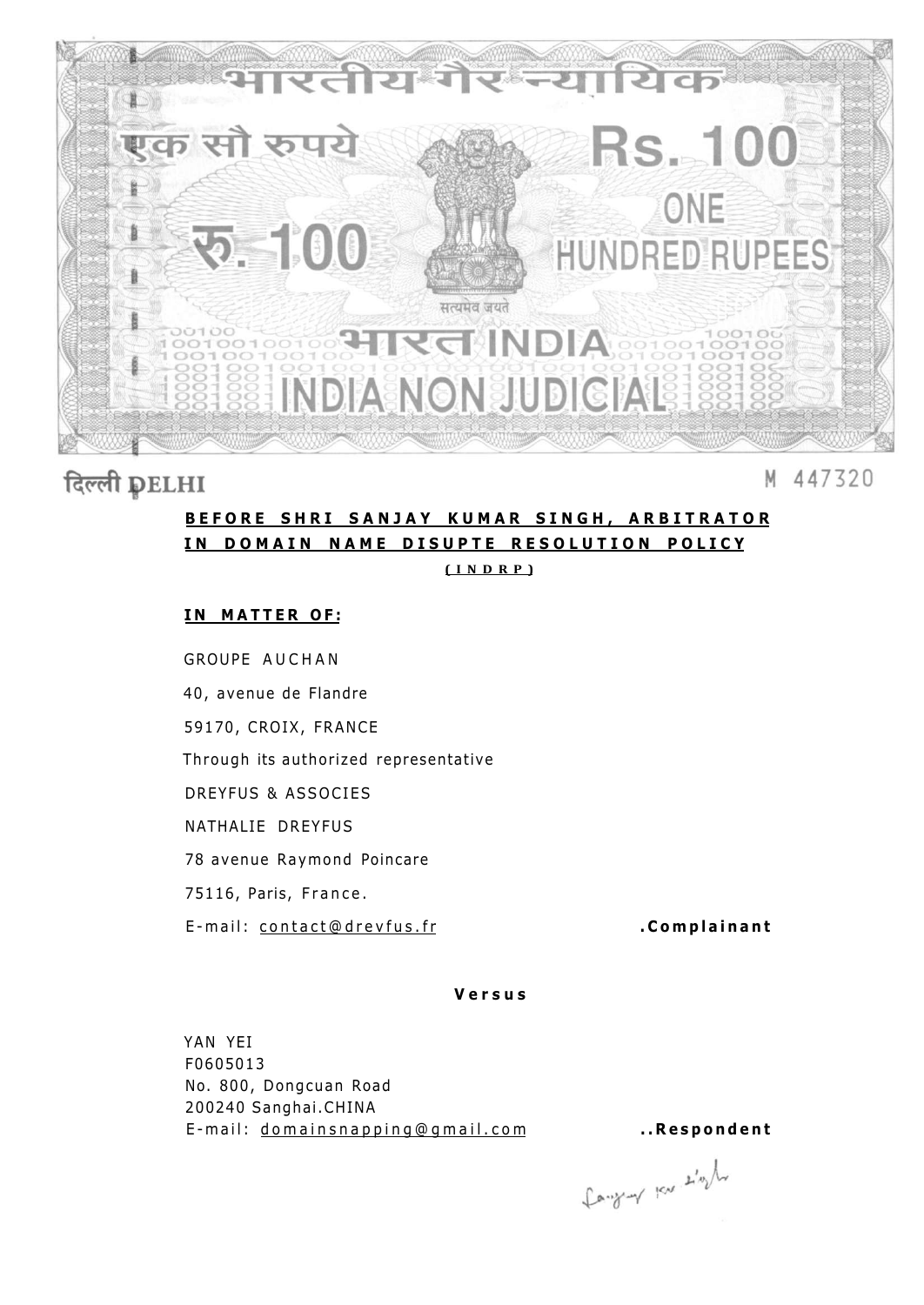भारतीय गैर न्यायिक

एक सौ रुपये Rs. 100

रु. 100 ONE HUNDRED RUPEES

सत्यमेव जयते

भारत INDIA

INDIA NON JUDICIAL

दिल्ली DELHI

M 447320

**BEFORE SHRI SANJAY KUMAR SINGH, ARBITRATOR IN DOMAIN NAME DISUPTE RESOLUTION POLICY**

**(INDRP)**

**IN MATTER OF:**

GROUPE AUCHAN

40, avenue de Flandre

59170, CROIX, FRANCE

Through its authorized representative

DREYFUS & ASSOCIES

NATHALIE DREYFUS

78 avenue Raymond Poincare

75116, Paris, France.

E-mail: contact@drevfus.fr **.Complainant**

**Versus**

YAN YEI
F0605013
No. 800, Dongcuan Road
200240 Sanghai.CHINA
E-mail: domainsnapping@gmail.com **..Respondent**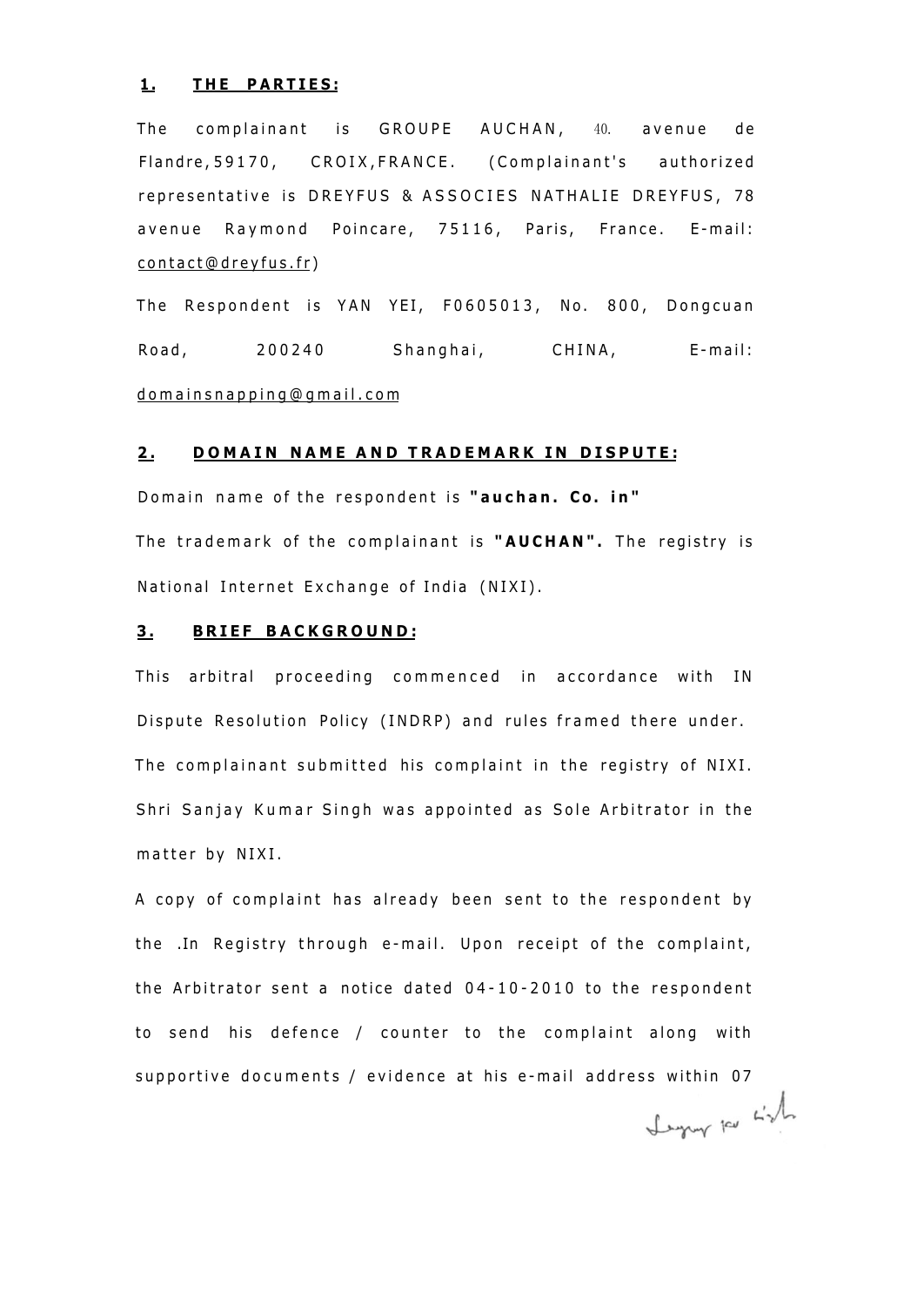**1. THE PARTIES:**

The complainant is GROUPE AUCHAN, 40. avenue de Flandre,59170, CROIX,FRANCE. (Complainant's authorized representative is DREYFUS & ASSOCIES NATHALIE DREYFUS, 78 avenue Raymond Poincare, 75116, Paris, France. E-mail: contact@dreyfus.fr)

The Respondent is YAN YEI, F0605013, No. 800, Dongcuan Road, 200240 Shanghai, CHINA, E-mail: domainsnapping@gmail.com

**2. DOMAIN NAME AND TRADEMARK IN DISPUTE:**

Domain name of the respondent is **"auchan. Co. in"**

The trademark of the complainant is **"AUCHAN".** The registry is National Internet Exchange of India (NIXI).

**3. BRIEF BACKGROUND:**

This arbitral proceeding commenced in accordance with IN Dispute Resolution Policy (INDRP) and rules framed there under. The complainant submitted his complaint in the registry of NIXI. Shri Sanjay Kumar Singh was appointed as Sole Arbitrator in the matter by NIXI.

A copy of complaint has already been sent to the respondent by the .In Registry through e-mail. Upon receipt of the complaint, the Arbitrator sent a notice dated 04-10-2010 to the respondent to send his defence / counter to the complaint along with supportive documents / evidence at his e-mail address within 07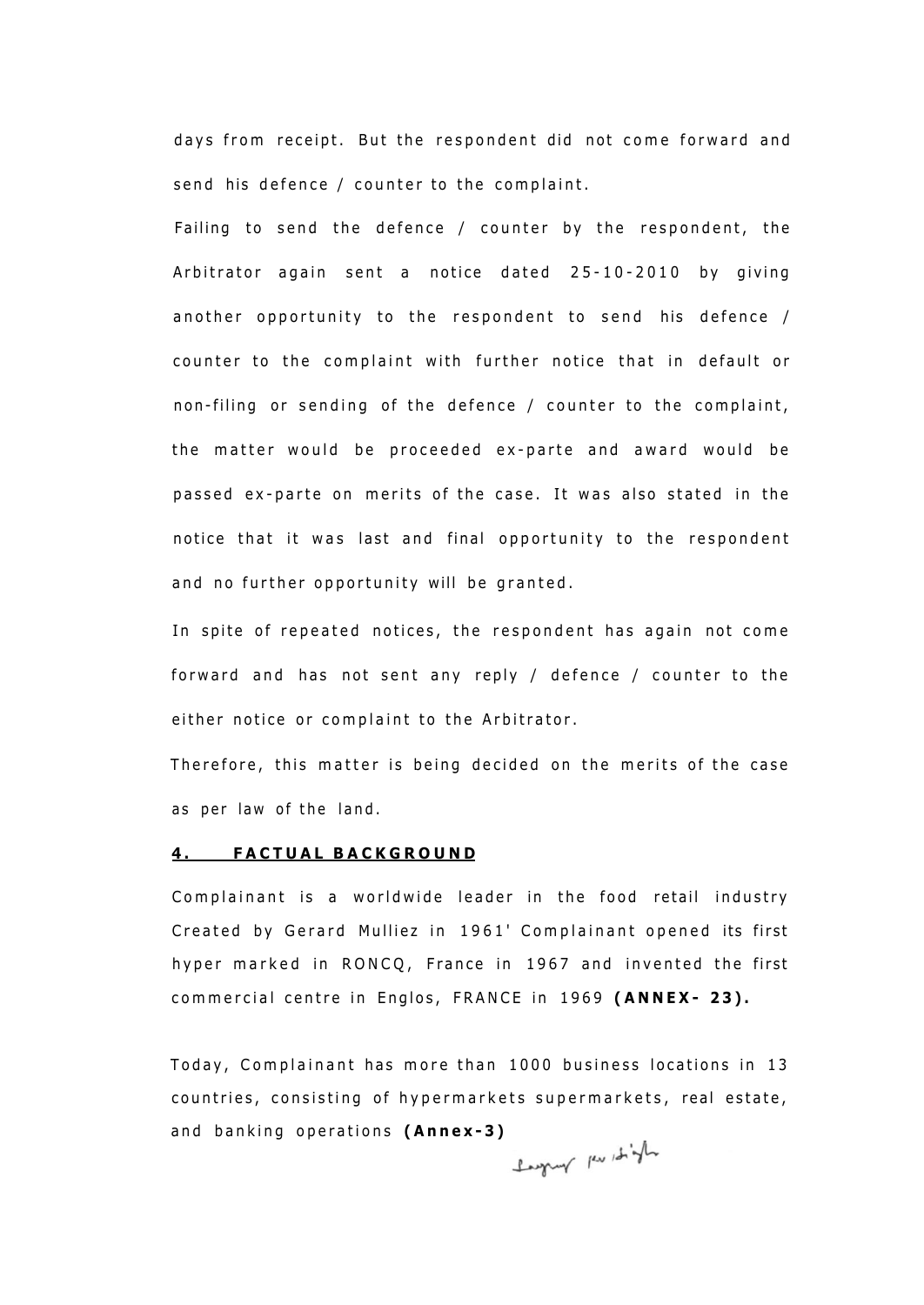days from receipt. But the respondent did not come forward and send his defence / counter to the complaint.

Failing to send the defence / counter by the respondent, the Arbitrator again sent a notice dated 25-10-2010 by giving another opportunity to the respondent to send his defence / counter to the complaint with further notice that in default or non-filing or sending of the defence / counter to the complaint, the matter would be proceeded ex-parte and award would be passed ex-parte on merits of the case. It was also stated in the notice that it was last and final opportunity to the respondent and no further opportunity will be granted.

In spite of repeated notices, the respondent has again not come forward and has not sent any reply / defence / counter to the either notice or complaint to the Arbitrator.

Therefore, this matter is being decided on the merits of the case as per law of the land.

## 4. FACTUAL BACKGROUND

Complainant is a worldwide leader in the food retail industry Created by Gerard Mulliez in 1961' Complainant opened its first hyper marked in RONCQ, France in 1967 and invented the first commercial centre in Englos, FRANCE in 1969 **(ANNEX- 23).**

Today, Complainant has more than 1000 business locations in 13 countries, consisting of hypermarkets supermarkets, real estate, and banking operations **(Annex-3)**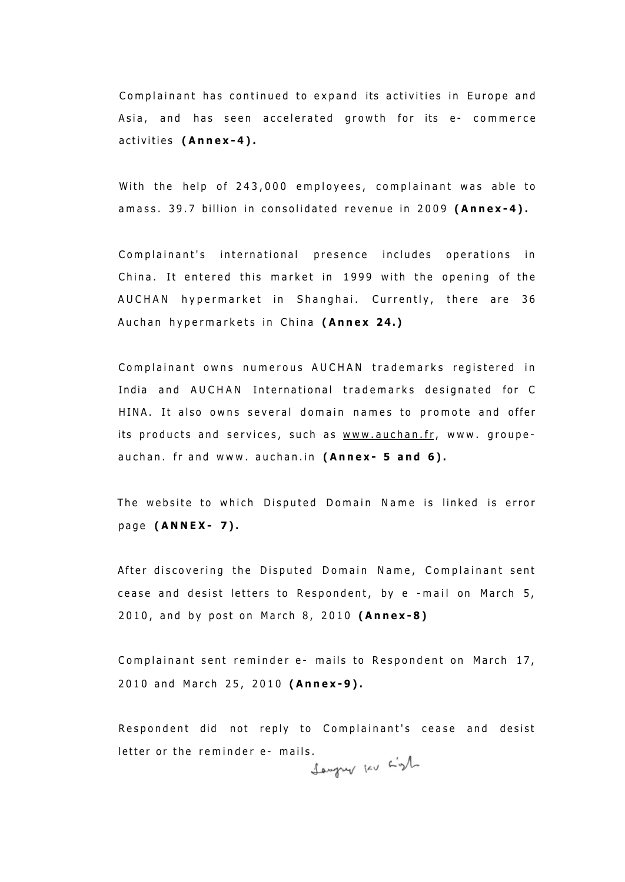Complainant has continued to expand its activities in Europe and Asia, and has seen accelerated growth for its e- commerce activities **(Annex-4).**

With the help of 243,000 employees, complainant was able to amass. 39.7 billion in consolidated revenue in 2009 **(Annex-4).**

Complainant's international presence includes operations in China. It entered this market in 1999 with the opening of the AUCHAN hypermarket in Shanghai. Currently, there are 36 Auchan hypermarkets in China **(Annex 24.)**

Complainant owns numerous AUCHAN trademarks registered in India and AUCHAN International trademarks designated for C HINA. It also owns several domain names to promote and offer its products and services, such as www.auchan.fr, www. groupe-auchan. fr and www. auchan.in **(Annex- 5 and 6).**

The website to which Disputed Domain Name is linked is error page **(ANNEX- 7).**

After discovering the Disputed Domain Name, Complainant sent cease and desist letters to Respondent, by e -mail on March 5, 2010, and by post on March 8, 2010 **(Annex-8)**

Complainant sent reminder e- mails to Respondent on March 17, 2010 and March 25, 2010 **(Annex-9).**

Respondent did not reply to Complainant's cease and desist letter or the reminder e- mails.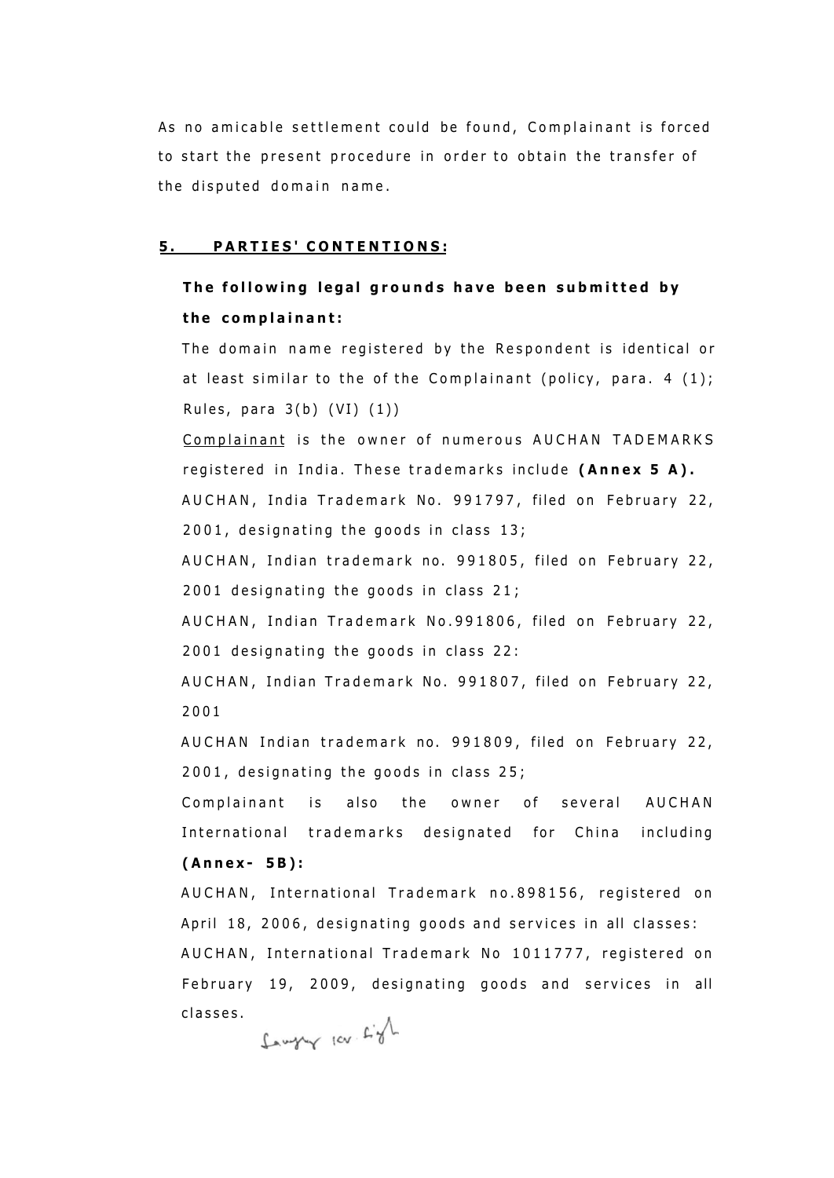As no amicable settlement could be found, Complainant is forced to start the present procedure in order to obtain the transfer of the disputed domain name.

## 5. PARTIES' CONTENTIONS:

### The following legal grounds have been submitted by the complainant:

The domain name registered by the Respondent is identical or at least similar to the of the Complainant (policy, para. 4 (1); Rules, para 3(b) (VI) (1))

Complainant is the owner of numerous AUCHAN TADEMARKS registered in India. These trademarks include **(Annex 5 A).**

AUCHAN, India Trademark No. 991797, filed on February 22, 2001, designating the goods in class 13;

AUCHAN, Indian trademark no. 991805, filed on February 22, 2001 designating the goods in class 21;

AUCHAN, Indian Trademark No.991806, filed on February 22, 2001 designating the goods in class 22:

AUCHAN, Indian Trademark No. 991807, filed on February 22, 2001

AUCHAN Indian trademark no. 991809, filed on February 22, 2001, designating the goods in class 25;

Complainant is also the owner of several AUCHAN International trademarks designated for China including **(Annex- 5B):**

AUCHAN, International Trademark no.898156, registered on April 18, 2006, designating goods and services in all classes:

AUCHAN, International Trademark No 1011777, registered on February 19, 2009, designating goods and services in all classes.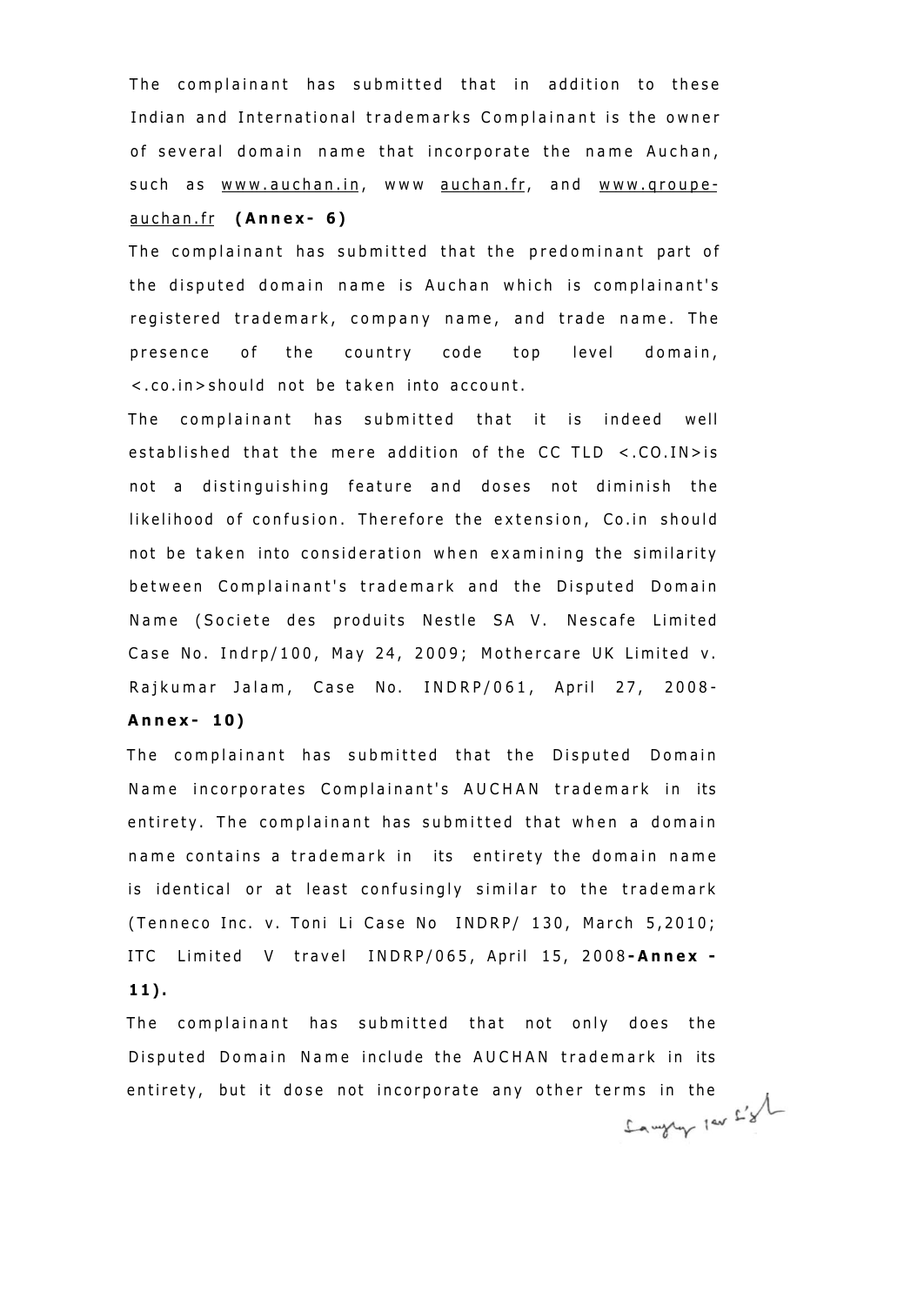The complainant has submitted that in addition to these Indian and International trademarks Complainant is the owner of several domain name that incorporate the name Auchan, such as www.auchan.in, www auchan.fr, and www.qroupe-auchan.fr **(Annex- 6)**

The complainant has submitted that the predominant part of the disputed domain name is Auchan which is complainant's registered trademark, company name, and trade name. The presence of the country code top level domain, <.co.in>should not be taken into account.

The complainant has submitted that it is indeed well established that the mere addition of the CC TLD <.CO.IN>is not a distinguishing feature and doses not diminish the likelihood of confusion. Therefore the extension, Co.in should not be taken into consideration when examining the similarity between Complainant's trademark and the Disputed Domain Name (Societe des produits Nestle SA V. Nescafe Limited Case No. Indrp/100, May 24, 2009; Mothercare UK Limited v. Rajkumar Jalam, Case No. INDRP/061, April 27, 2008- **Annex- 10)**

The complainant has submitted that the Disputed Domain Name incorporates Complainant's AUCHAN trademark in its entirety. The complainant has submitted that when a domain name contains a trademark in its entirety the domain name is identical or at least confusingly similar to the trademark (Tenneco Inc. v. Toni Li Case No INDRP/ 130, March 5,2010; ITC Limited V travel INDRP/065, April 15, 2008**-Annex - 11).**

The complainant has submitted that not only does the Disputed Domain Name include the AUCHAN trademark in its entirety, but it dose not incorporate any other terms in the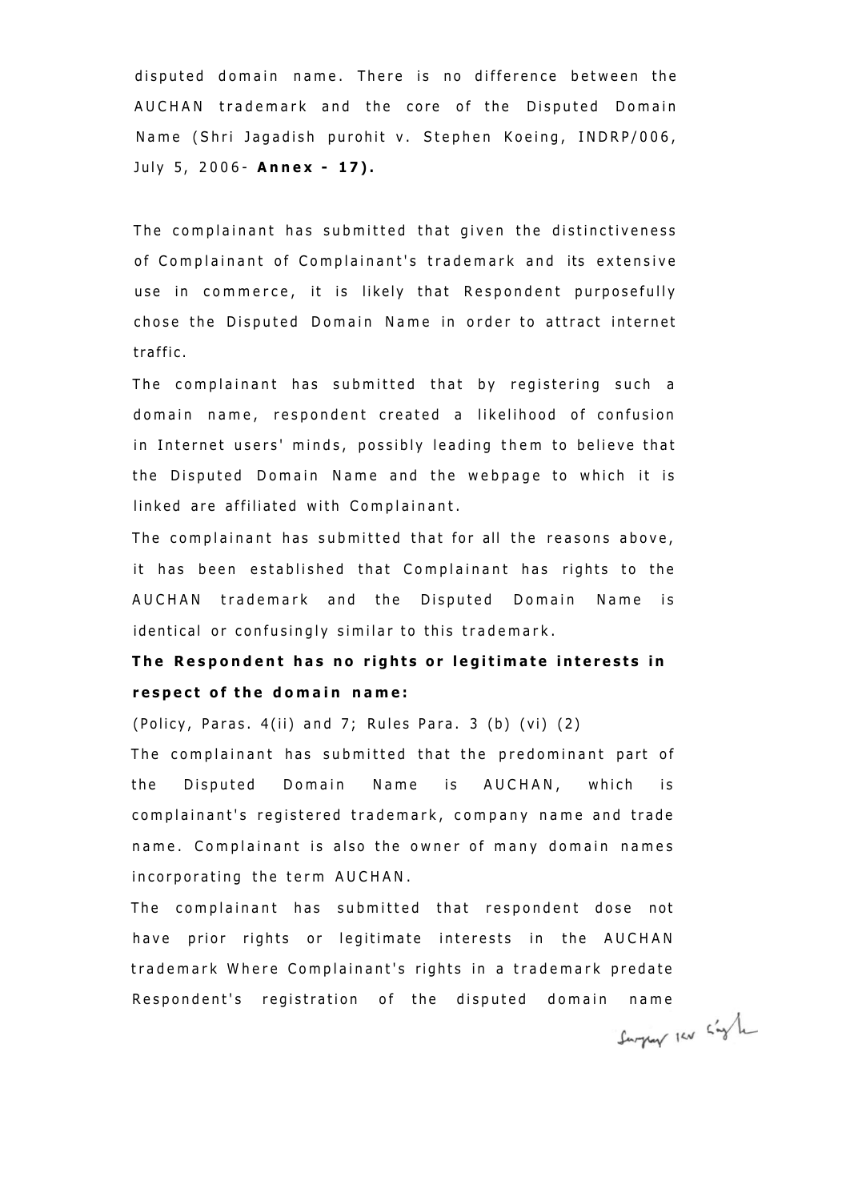disputed domain name. There is no difference between the AUCHAN trademark and the core of the Disputed Domain Name (Shri Jagadish purohit v. Stephen Koeing, INDRP/006, July 5, 2006- **Annex - 17).**

The complainant has submitted that given the distinctiveness of Complainant of Complainant's trademark and its extensive use in commerce, it is likely that Respondent purposefully chose the Disputed Domain Name in order to attract internet traffic.

The complainant has submitted that by registering such a domain name, respondent created a likelihood of confusion in Internet users' minds, possibly leading them to believe that the Disputed Domain Name and the webpage to which it is linked are affiliated with Complainant.

The complainant has submitted that for all the reasons above, it has been established that Complainant has rights to the AUCHAN trademark and the Disputed Domain Name is identical or confusingly similar to this trademark.

**The Respondent has no rights or legitimate interests in respect of the domain name:**

(Policy, Paras. 4(ii) and 7; Rules Para. 3 (b) (vi) (2)

The complainant has submitted that the predominant part of the Disputed Domain Name is AUCHAN, which is complainant's registered trademark, company name and trade name. Complainant is also the owner of many domain names incorporating the term AUCHAN.

The complainant has submitted that respondent dose not have prior rights or legitimate interests in the AUCHAN trademark Where Complainant's rights in a trademark predate Respondent's registration of the disputed domain name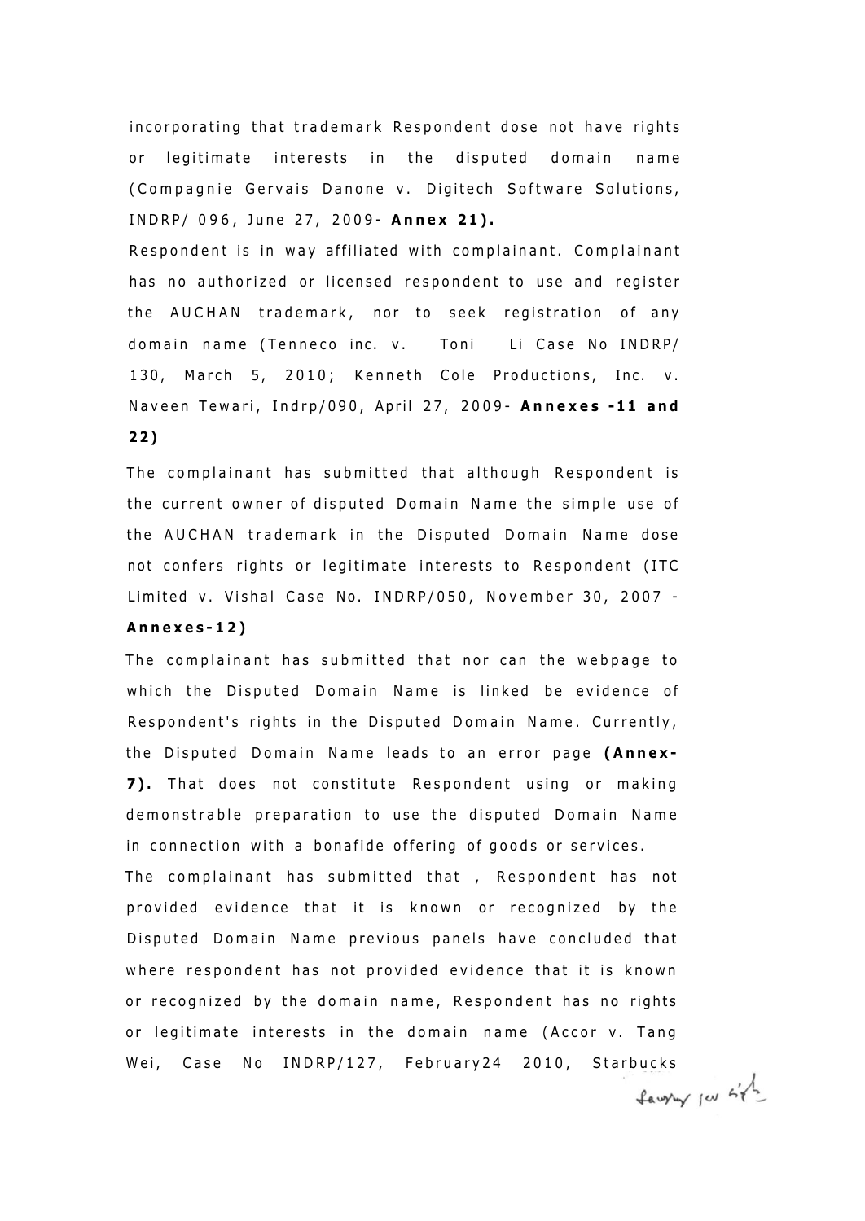incorporating that trademark Respondent dose not have rights or legitimate interests in the disputed domain name (Compagnie Gervais Danone v. Digitech Software Solutions, INDRP/ 096, June 27, 2009- **Annex 21).**

Respondent is in way affiliated with complainant. Complainant has no authorized or licensed respondent to use and register the AUCHAN trademark, nor to seek registration of any domain name (Tenneco inc. v. Toni Li Case No INDRP/ 130, March 5, 2010; Kenneth Cole Productions, Inc. v. Naveen Tewari, Indrp/090, April 27, 2009- **Annexes -11 and 22)**

The complainant has submitted that although Respondent is the current owner of disputed Domain Name the simple use of the AUCHAN trademark in the Disputed Domain Name dose not confers rights or legitimate interests to Respondent (ITC Limited v. Vishal Case No. INDRP/050, November 30, 2007 - **Annexes-12)**

The complainant has submitted that nor can the webpage to which the Disputed Domain Name is linked be evidence of Respondent's rights in the Disputed Domain Name. Currently, the Disputed Domain Name leads to an error page **(Annex-7).** That does not constitute Respondent using or making demonstrable preparation to use the disputed Domain Name in connection with a bonafide offering of goods or services.

The complainant has submitted that , Respondent has not provided evidence that it is known or recognized by the Disputed Domain Name previous panels have concluded that where respondent has not provided evidence that it is known or recognized by the domain name, Respondent has no rights or legitimate interests in the domain name (Accor v. Tang Wei, Case No INDRP/127, February24 2010, Starbucks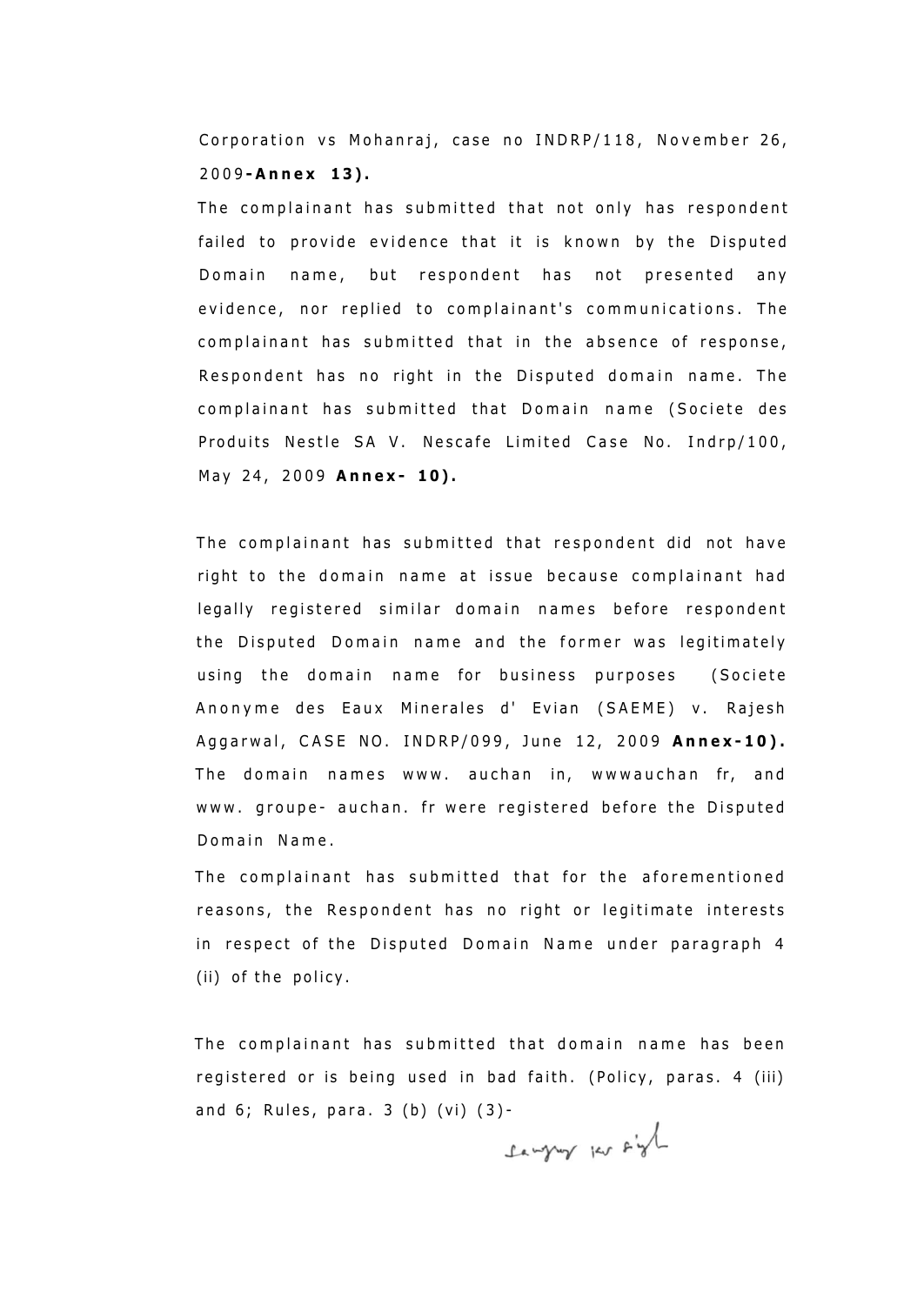Corporation vs Mohanraj, case no INDRP/118, November 26, 2009**-Annex 13).**

The complainant has submitted that not only has respondent failed to provide evidence that it is known by the Disputed Domain name, but respondent has not presented any evidence, nor replied to complainant's communications. The complainant has submitted that in the absence of response, Respondent has no right in the Disputed domain name. The complainant has submitted that Domain name (Societe des Produits Nestle SA V. Nescafe Limited Case No. Indrp/100, May 24, 2009 **Annex- 10).**

The complainant has submitted that respondent did not have right to the domain name at issue because complainant had legally registered similar domain names before respondent the Disputed Domain name and the former was legitimately using the domain name for business purposes (Societe Anonyme des Eaux Minerales d' Evian (SAEME) v. Rajesh Aggarwal, CASE NO. INDRP/099, June 12, 2009 **Annex-10).** The domain names www. auchan in, wwwauchan fr, and www. groupe- auchan. fr were registered before the Disputed Domain Name.

The complainant has submitted that for the aforementioned reasons, the Respondent has no right or legitimate interests in respect of the Disputed Domain Name under paragraph 4 (ii) of the policy.

The complainant has submitted that domain name has been registered or is being used in bad faith. (Policy, paras. 4 (iii) and 6; Rules, para. 3 (b) (vi) (3)-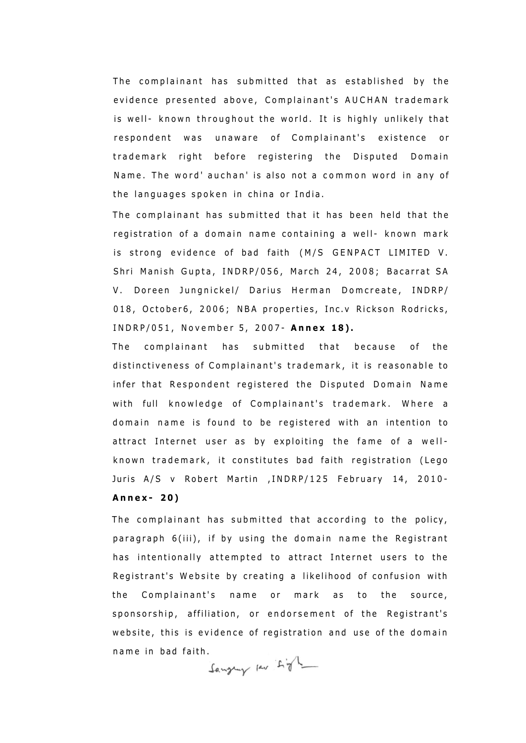The complainant has submitted that as established by the evidence presented above, Complainant's AUCHAN trademark is well- known throughout the world. It is highly unlikely that respondent was unaware of Complainant's existence or trademark right before registering the Disputed Domain Name. The word' auchan' is also not a common word in any of the languages spoken in china or India.

The complainant has submitted that it has been held that the registration of a domain name containing a well- known mark is strong evidence of bad faith (M/S GENPACT LIMITED V. Shri Manish Gupta, INDRP/056, March 24, 2008; Bacarrat SA V. Doreen Jungnickel/ Darius Herman Domcreate, INDRP/ 018, October6, 2006; NBA properties, Inc.v Rickson Rodricks, INDRP/051, November 5, 2007- **Annex 18).**

The complainant has submitted that because of the distinctiveness of Complainant's trademark, it is reasonable to infer that Respondent registered the Disputed Domain Name with full knowledge of Complainant's trademark. Where a domain name is found to be registered with an intention to attract Internet user as by exploiting the fame of a well-known trademark, it constitutes bad faith registration (Lego Juris A/S v Robert Martin ,INDRP/125 February 14, 2010- **Annex- 20)**

The complainant has submitted that according to the policy, paragraph 6(iii), if by using the domain name the Registrant has intentionally attempted to attract Internet users to the Registrant's Website by creating a likelihood of confusion with the Complainant's name or mark as to the source, sponsorship, affiliation, or endorsement of the Registrant's website, this is evidence of registration and use of the domain name in bad faith.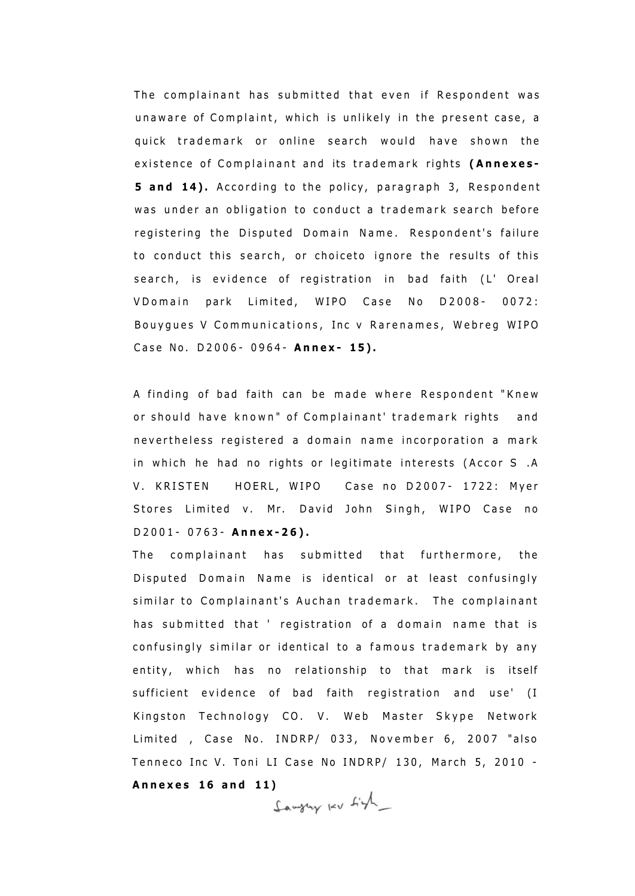The complainant has submitted that even if Respondent was unaware of Complaint, which is unlikely in the present case, a quick trademark or online search would have shown the existence of Complainant and its trademark rights **(Annexes-5 and 14).** According to the policy, paragraph 3, Respondent was under an obligation to conduct a trademark search before registering the Disputed Domain Name. Respondent's failure to conduct this search, or choiceto ignore the results of this search, is evidence of registration in bad faith (L' Oreal VDomain park Limited, WIPO Case No D2008- 0072: Bouygues V Communications, Inc v Rarenames, Webreg WIPO Case No. D2006- 0964- **Annex- 15).**

A finding of bad faith can be made where Respondent "Knew or should have known" of Complainant' trademark rights and nevertheless registered a domain name incorporation a mark in which he had no rights or legitimate interests (Accor S .A V. KRISTEN HOERL, WIPO Case no D2007- 1722: Myer Stores Limited v. Mr. David John Singh, WIPO Case no D2001- 0763- **Annex-26).**

The complainant has submitted that furthermore, the Disputed Domain Name is identical or at least confusingly similar to Complainant's Auchan trademark. The complainant has submitted that ' registration of a domain name that is confusingly similar or identical to a famous trademark by any entity, which has no relationship to that mark is itself sufficient evidence of bad faith registration and use' (I Kingston Technology CO. V. Web Master Skype Network Limited , Case No. INDRP/ 033, November 6, 2007 "also Tenneco Inc V. Toni LI Case No INDRP/ 130, March 5, 2010 - **Annexes 16 and 11)**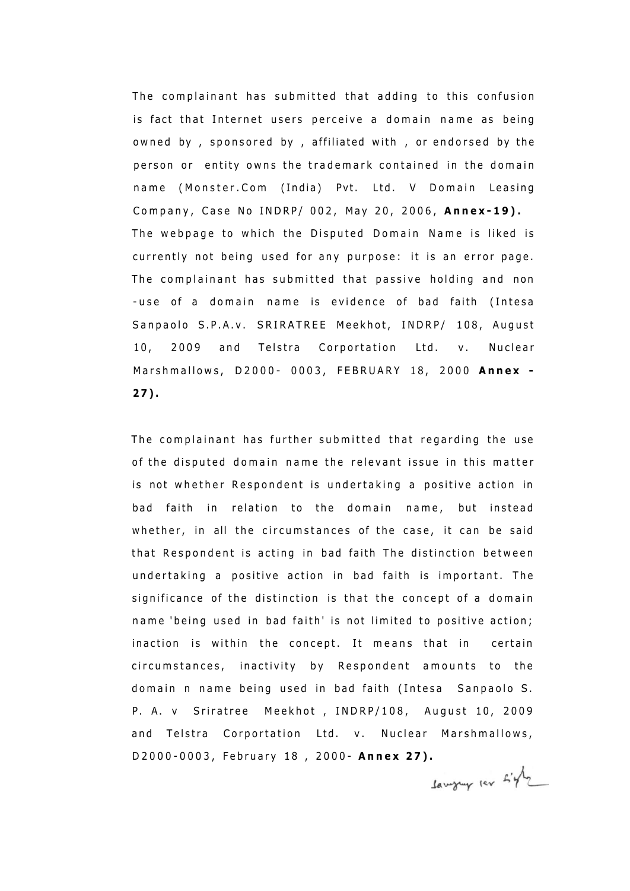The complainant has submitted that adding to this confusion is fact that Internet users perceive a domain name as being owned by , sponsored by , affiliated with , or endorsed by the person or entity owns the trademark contained in the domain name (Monster.Com (India) Pvt. Ltd. V Domain Leasing Company, Case No INDRP/ 002, May 20, 2006, **Annex-19).** The webpage to which the Disputed Domain Name is liked is currently not being used for any purpose: it is an error page. The complainant has submitted that passive holding and non -use of a domain name is evidence of bad faith (Intesa Sanpaolo S.P.A.v. SRIRATREE Meekhot, INDRP/ 108, August 10, 2009 and Telstra Corportation Ltd. v. Nuclear Marshmallows, D2000- 0003, FEBRUARY 18, 2000 **Annex - 27).**

The complainant has further submitted that regarding the use of the disputed domain name the relevant issue in this matter is not whether Respondent is undertaking a positive action in bad faith in relation to the domain name, but instead whether, in all the circumstances of the case, it can be said that Respondent is acting in bad faith The distinction between undertaking a positive action in bad faith is important. The significance of the distinction is that the concept of a domain name 'being used in bad faith' is not limited to positive action; inaction is within the concept. It means that in certain circumstances, inactivity by Respondent amounts to the domain n name being used in bad faith (Intesa Sanpaolo S. P. A. v Sriratree Meekhot , INDRP/108, August 10, 2009 and Telstra Corportation Ltd. v. Nuclear Marshmallows, D2000-0003, February 18 , 2000- **Annex 27).**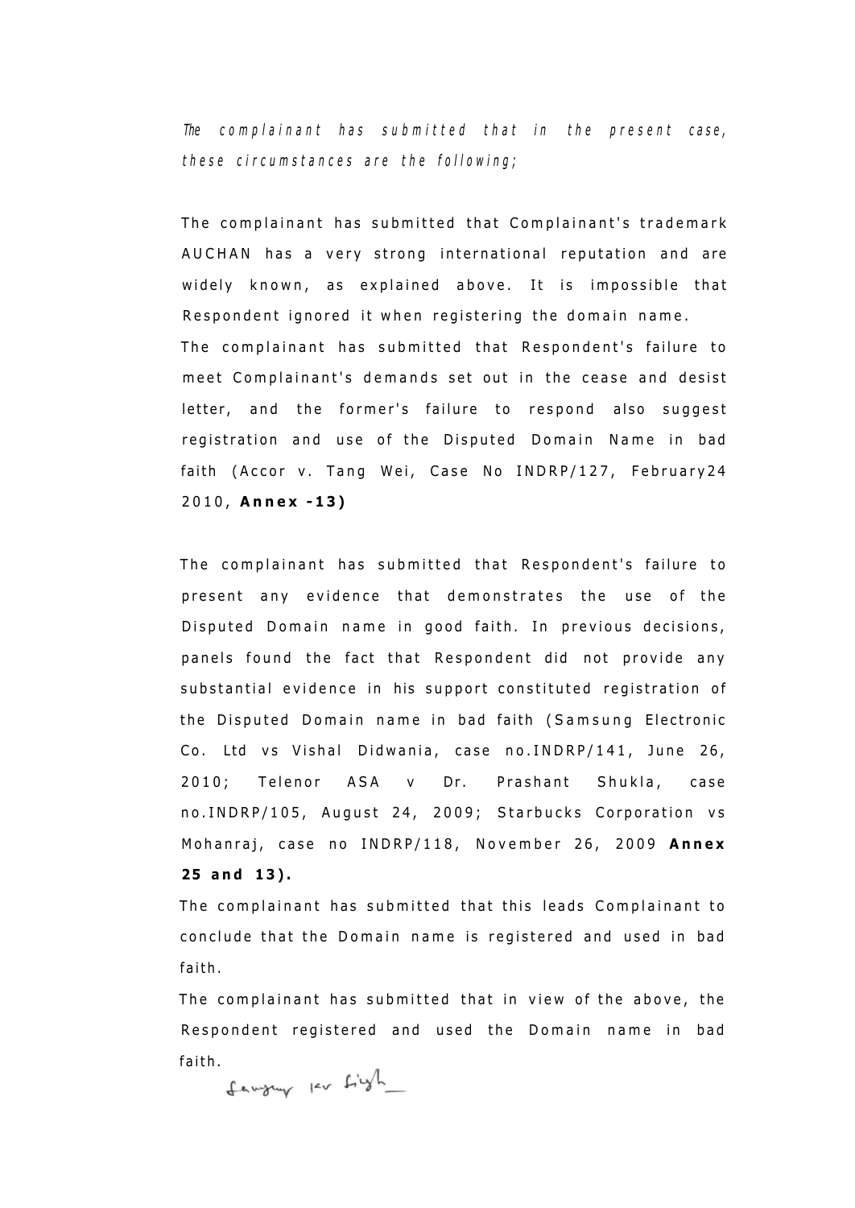*The complainant has submitted that in the present case, these circumstances are the following;*

The complainant has submitted that Complainant's trademark AUCHAN has a very strong international reputation and are widely known, as explained above. It is impossible that Respondent ignored it when registering the domain name.

The complainant has submitted that Respondent's failure to meet Complainant's demands set out in the cease and desist letter, and the former's failure to respond also suggest registration and use of the Disputed Domain Name in bad faith (Accor v. Tang Wei, Case No INDRP/127, February24 2010, **Annex -13)**

The complainant has submitted that Respondent's failure to present any evidence that demonstrates the use of the Disputed Domain name in good faith. In previous decisions, panels found the fact that Respondent did not provide any substantial evidence in his support constituted registration of the Disputed Domain name in bad faith (Samsung Electronic Co. Ltd vs Vishal Didwania, case no.INDRP/141, June 26, 2010; Telenor ASA v Dr. Prashant Shukla, case no.INDRP/105, August 24, 2009; Starbucks Corporation vs Mohanraj, case no INDRP/118, November 26, 2009 **Annex 25 and 13).**

The complainant has submitted that this leads Complainant to conclude that the Domain name is registered and used in bad faith.

The complainant has submitted that in view of the above, the Respondent registered and used the Domain name in bad faith.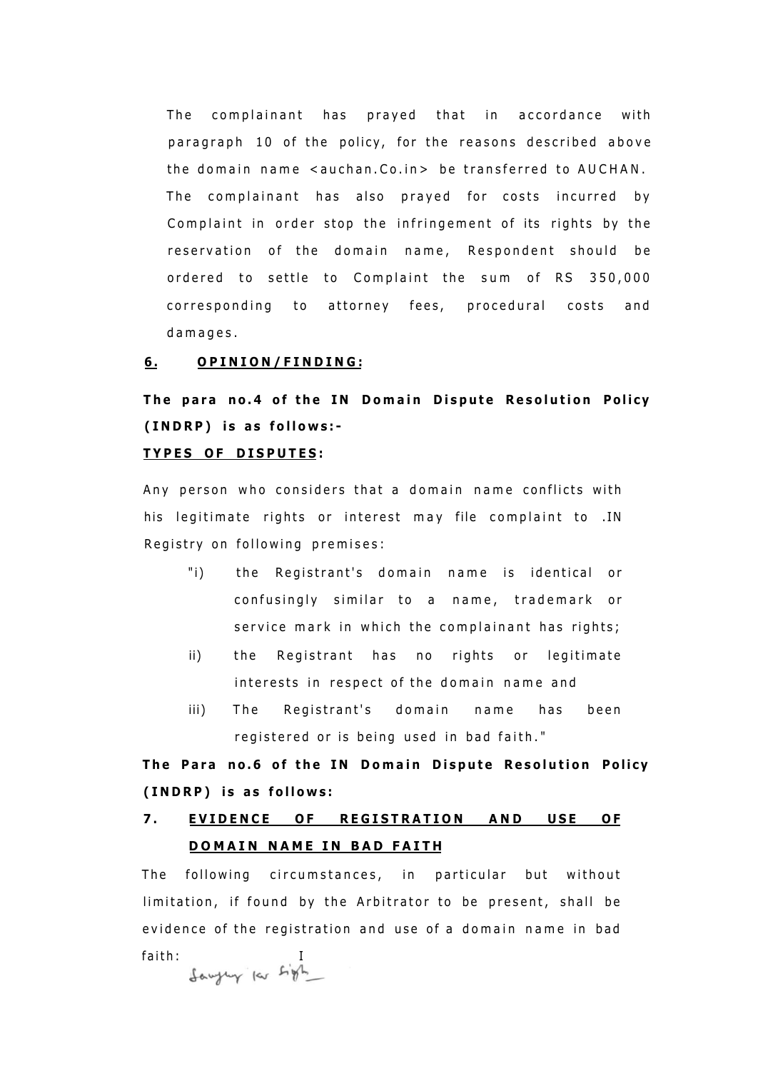The complainant has prayed that in accordance with paragraph 10 of the policy, for the reasons described above the domain name <auchan.Co.in> be transferred to AUCHAN. The complainant has also prayed for costs incurred by Complaint in order stop the infringement of its rights by the reservation of the domain name, Respondent should be ordered to settle to Complaint the sum of RS 350,000 corresponding to attorney fees, procedural costs and damages.

## 6. OPINION/FINDING:

**The para no.4 of the IN Domain Dispute Resolution Policy (INDRP) is as follows:-**

**TYPES OF DISPUTES:**

Any person who considers that a domain name conflicts with his legitimate rights or interest may file complaint to .IN Registry on following premises:

"i) the Registrant's domain name is identical or confusingly similar to a name, trademark or service mark in which the complainant has rights;

ii) the Registrant has no rights or legitimate interests in respect of the domain name and

iii) The Registrant's domain name has been registered or is being used in bad faith."

**The Para no.6 of the IN Domain Dispute Resolution Policy (INDRP) is as follows:**

**7. EVIDENCE OF REGISTRATION AND USE OF DOMAIN NAME IN BAD FAITH**

The following circumstances, in particular but without limitation, if found by the Arbitrator to be present, shall be evidence of the registration and use of a domain name in bad faith: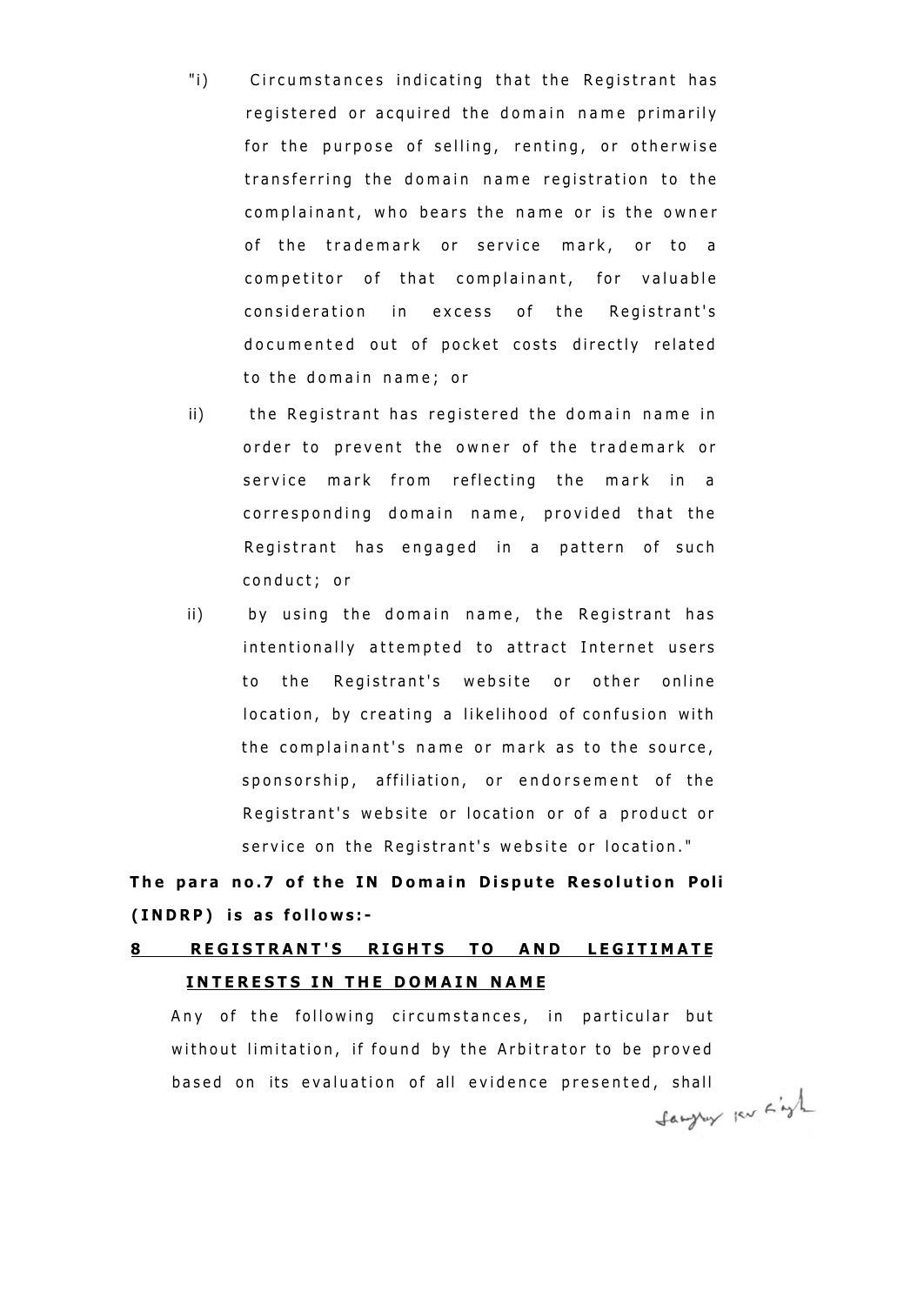"i) Circumstances indicating that the Registrant has registered or acquired the domain name primarily for the purpose of selling, renting, or otherwise transferring the domain name registration to the complainant, who bears the name or is the owner of the trademark or service mark, or to a competitor of that complainant, for valuable consideration in excess of the Registrant's documented out of pocket costs directly related to the domain name; or

ii) the Registrant has registered the domain name in order to prevent the owner of the trademark or service mark from reflecting the mark in a corresponding domain name, provided that the Registrant has engaged in a pattern of such conduct; or

ii) by using the domain name, the Registrant has intentionally attempted to attract Internet users to the Registrant's website or other online location, by creating a likelihood of confusion with the complainant's name or mark as to the source, sponsorship, affiliation, or endorsement of the Registrant's website or location or of a product or service on the Registrant's website or location."

**The para no.7 of the IN Domain Dispute Resolution Poli (INDRP) is as follows:-**

**8 <u>REGISTRANT'S RIGHTS TO AND LEGITIMATE INTERESTS IN THE DOMAIN NAME</u>**

Any of the following circumstances, in particular but without limitation, if found by the Arbitrator to be proved based on its evaluation of all evidence presented, shall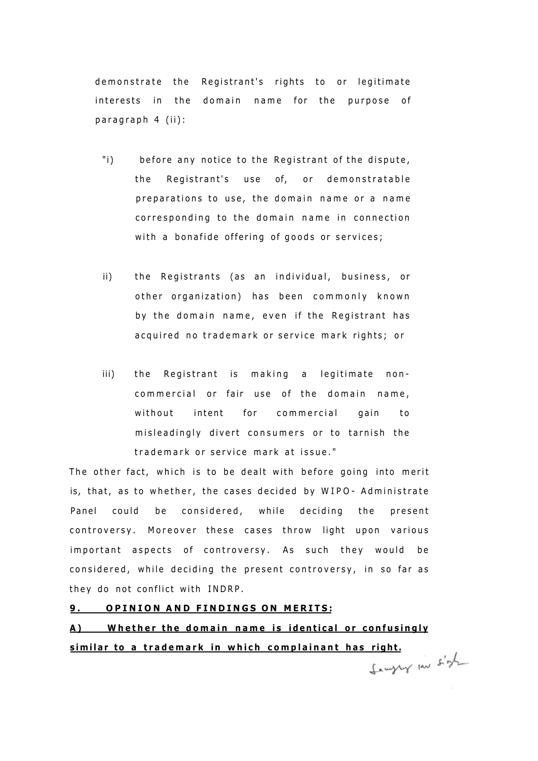demonstrate the Registrant's rights to or legitimate interests in the domain name for the purpose of paragraph 4 (ii):

"i) before any notice to the Registrant of the dispute, the Registrant's use of, or demonstratable preparations to use, the domain name or a name corresponding to the domain name in connection with a bonafide offering of goods or services;

ii) the Registrants (as an individual, business, or other organization) has been commonly known by the domain name, even if the Registrant has acquired no trademark or service mark rights; or

iii) the Registrant is making a legitimate non-commercial or fair use of the domain name, without intent for commercial gain to misleadingly divert consumers or to tarnish the trademark or service mark at issue."

The other fact, which is to be dealt with before going into merit is, that, as to whether, the cases decided by WIPO- Administrate Panel could be considered, while deciding the present controversy. Moreover these cases throw light upon various important aspects of controversy. As such they would be considered, while deciding the present controversy, in so far as they do not conflict with INDRP.

**9. OPINION AND FINDINGS ON MERITS:**

**A) Whether the domain name is identical or confusingly similar to a trademark in which complainant has right.**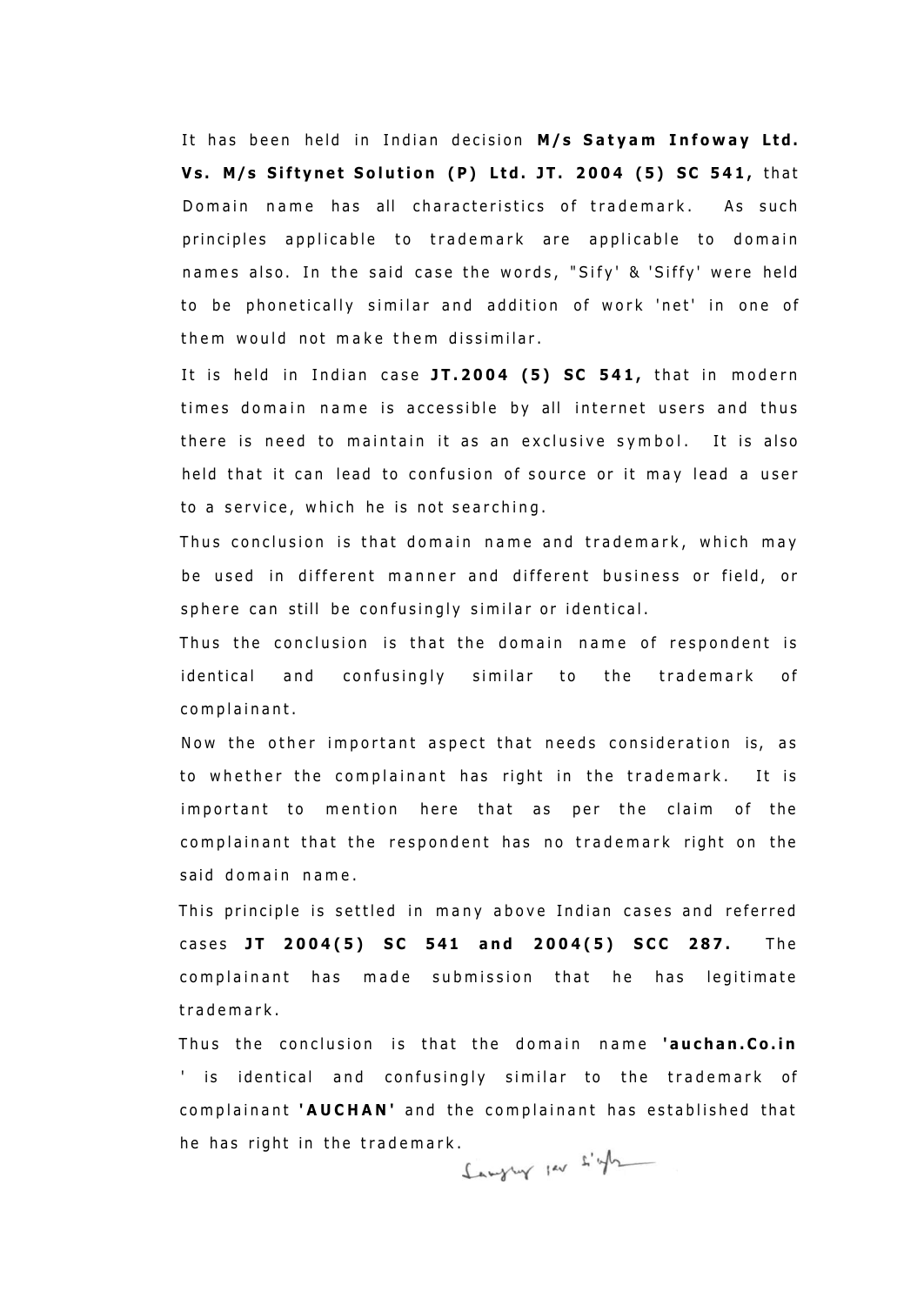It has been held in Indian decision **M/s Satyam Infoway Ltd. Vs. M/s Siftynet Solution (P) Ltd. JT. 2004 (5) SC 541,** that Domain name has all characteristics of trademark. As such principles applicable to trademark are applicable to domain names also. In the said case the words, "Sify' & 'Siffy' were held to be phonetically similar and addition of work 'net' in one of them would not make them dissimilar.

It is held in Indian case **JT.2004 (5) SC 541,** that in modern times domain name is accessible by all internet users and thus there is need to maintain it as an exclusive symbol. It is also held that it can lead to confusion of source or it may lead a user to a service, which he is not searching.

Thus conclusion is that domain name and trademark, which may be used in different manner and different business or field, or sphere can still be confusingly similar or identical.

Thus the conclusion is that the domain name of respondent is identical and confusingly similar to the trademark of complainant.

Now the other important aspect that needs consideration is, as to whether the complainant has right in the trademark. It is important to mention here that as per the claim of the complainant that the respondent has no trademark right on the said domain name.

This principle is settled in many above Indian cases and referred cases **JT 2004(5) SC 541 and 2004(5) SCC 287.** The complainant has made submission that he has legitimate trademark.

Thus the conclusion is that the domain name **'auchan.Co.in '** is identical and confusingly similar to the trademark of complainant **'AUCHAN'** and the complainant has established that he has right in the trademark.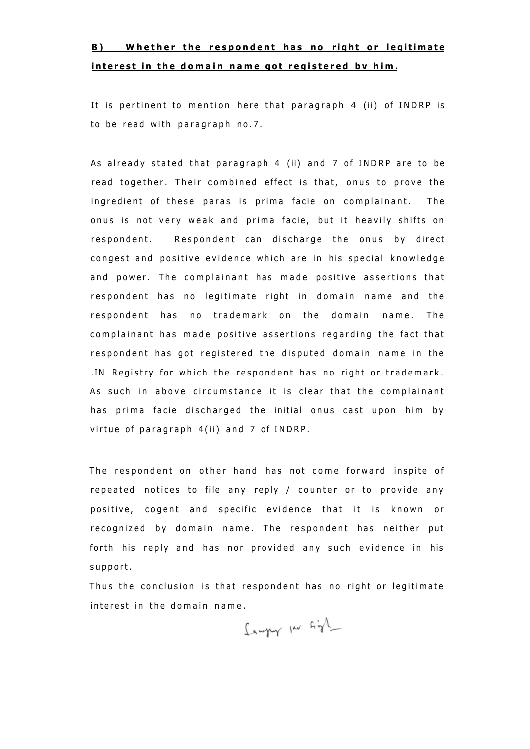**B) Whether the respondent has no right or legitimate interest in the domain name got registered bv him.**

It is pertinent to mention here that paragraph 4 (ii) of INDRP is to be read with paragraph no.7.

As already stated that paragraph 4 (ii) and 7 of INDRP are to be read together. Their combined effect is that, onus to prove the ingredient of these paras is prima facie on complainant. The onus is not very weak and prima facie, but it heavily shifts on respondent. Respondent can discharge the onus by direct congest and positive evidence which are in his special knowledge and power. The complainant has made positive assertions that respondent has no legitimate right in domain name and the respondent has no trademark on the domain name. The complainant has made positive assertions regarding the fact that respondent has got registered the disputed domain name in the .IN Registry for which the respondent has no right or trademark. As such in above circumstance it is clear that the complainant has prima facie discharged the initial onus cast upon him by virtue of paragraph 4(ii) and 7 of INDRP.

The respondent on other hand has not come forward inspite of repeated notices to file any reply / counter or to provide any positive, cogent and specific evidence that it is known or recognized by domain name. The respondent has neither put forth his reply and has nor provided any such evidence in his support.

Thus the conclusion is that respondent has no right or legitimate interest in the domain name.

Sanjay Kumar Singh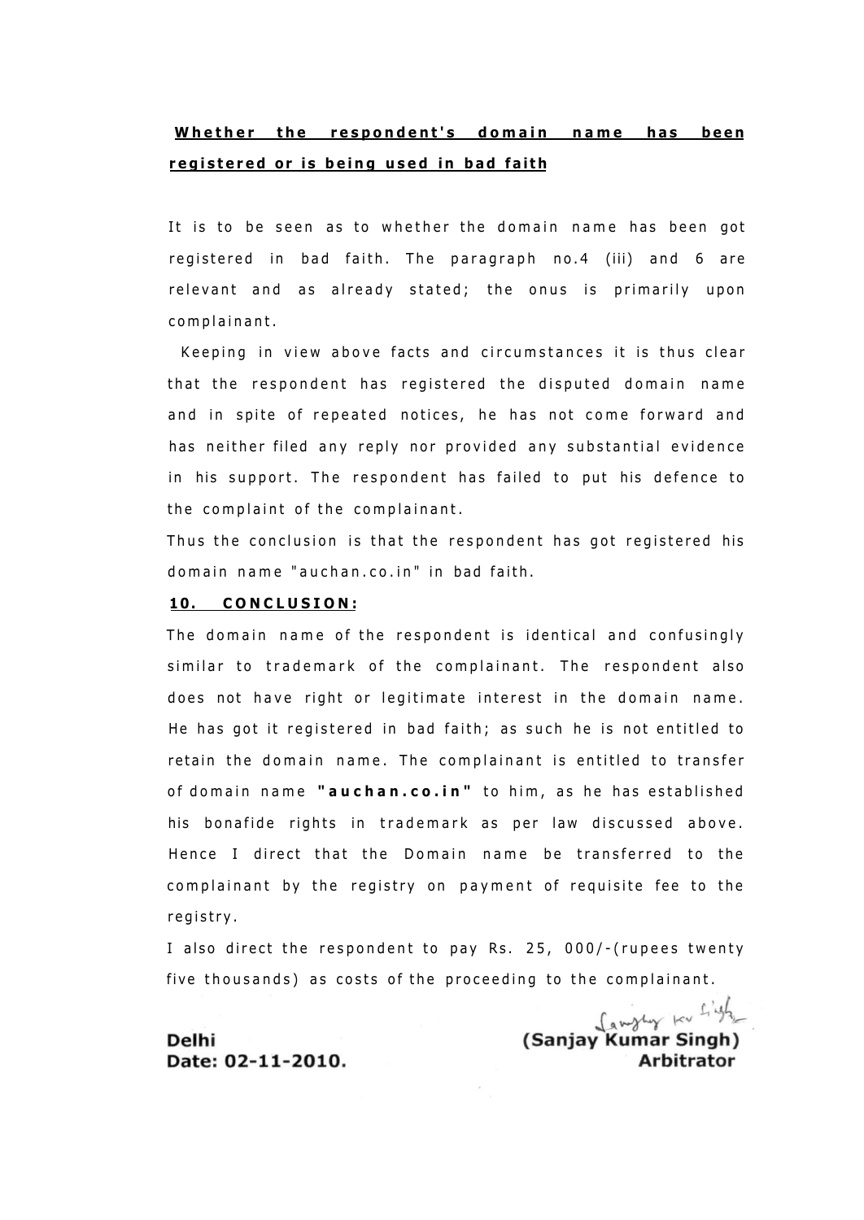**Whether the respondent's domain name has been registered or is being used in bad faith**

It is to be seen as to whether the domain name has been got registered in bad faith. The paragraph no.4 (iii) and 6 are relevant and as already stated; the onus is primarily upon complainant.

Keeping in view above facts and circumstances it is thus clear that the respondent has registered the disputed domain name and in spite of repeated notices, he has not come forward and has neither filed any reply nor provided any substantial evidence in his support. The respondent has failed to put his defence to the complaint of the complainant.

Thus the conclusion is that the respondent has got registered his domain name "auchan.co.in" in bad faith.

**10. CONCLUSION:**

The domain name of the respondent is identical and confusingly similar to trademark of the complainant. The respondent also does not have right or legitimate interest in the domain name. He has got it registered in bad faith; as such he is not entitled to retain the domain name. The complainant is entitled to transfer of domain name **"auchan.co.in"** to him, as he has established his bonafide rights in trademark as per law discussed above. Hence I direct that the Domain name be transferred to the complainant by the registry on payment of requisite fee to the registry.

I also direct the respondent to pay Rs. 25, 000/-(rupees twenty five thousands) as costs of the proceeding to the complainant.

**Delhi**
**Date: 02-11-2010.**

**(Sanjay Kumar Singh)**
**Arbitrator**